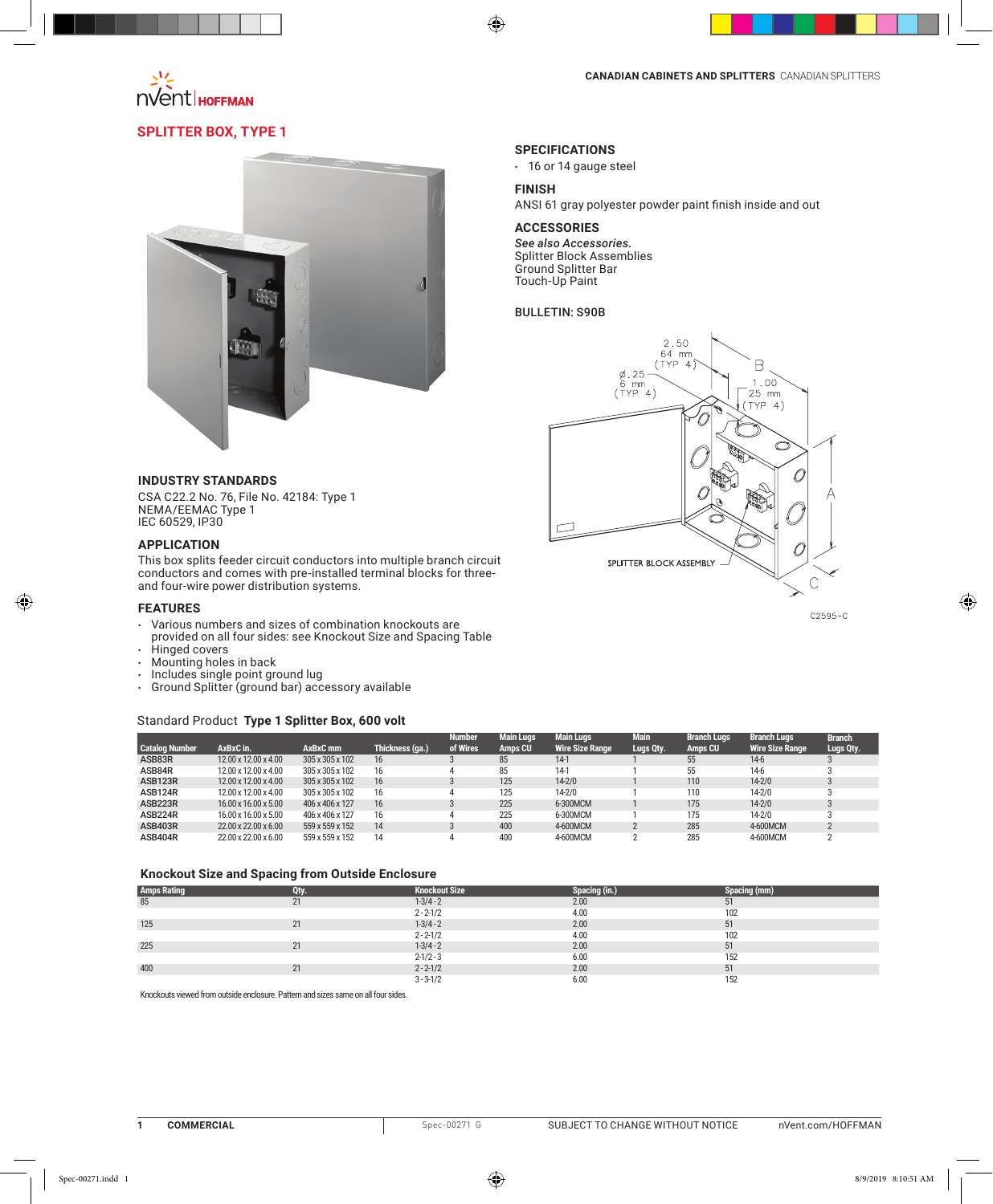CANADIAN CABINETS AND SPLITTERS CANADIAN SPLITTERS

## SPLITTER BOX, TYPE 1

### SPECIFICATIONS

- 16 or 14 gauge steel

### FINISH

ANSI 61 gray polyester powder paint finish inside and out

### ACCESSORIES

*See also Accessories.*
Splitter Block Assemblies
Ground Splitter Bar
Touch-Up Paint

BULLETIN: S90B

C2595-C

### INDUSTRY STANDARDS

CSA C22.2 No. 76, File No. 42184: Type 1
NEMA/EEMAC Type 1
IEC 60529, IP30

### APPLICATION

This box splits feeder circuit conductors into multiple branch circuit conductors and comes with pre-installed terminal blocks for three- and four-wire power distribution systems.

### FEATURES

- Various numbers and sizes of combination knockouts are provided on all four sides: see Knockout Size and Spacing Table
- Hinged covers
- Mounting holes in back
- Includes single point ground lug
- Ground Splitter (ground bar) accessory available

Standard Product **Type 1 Splitter Box, 600 volt**

| Catalog Number | AxBxC in. | AxBxC mm | Thickness (ga.) | Number of Wires | Main Lugs Amps CU | Main Lugs Wire Size Range | Main Lugs Qty. | Branch Lugs Amps CU | Branch Lugs Wire Size Range | Branch Lugs Qty. |
|---|---|---|---|---|---|---|---|---|---|---|
| ASB83R | 12.00 x 12.00 x 4.00 | 305 x 305 x 102 | 16 | 3 | 85 | 14-1 | 1 | 55 | 14-6 | 3 |
| ASB84R | 12.00 x 12.00 x 4.00 | 305 x 305 x 102 | 16 | 4 | 85 | 14-1 | 1 | 55 | 14-6 | 3 |
| ASB123R | 12.00 x 12.00 x 4.00 | 305 x 305 x 102 | 16 | 3 | 125 | 14-2/0 | 1 | 110 | 14-2/0 | 3 |
| ASB124R | 12.00 x 12.00 x 4.00 | 305 x 305 x 102 | 16 | 4 | 125 | 14-2/0 | 1 | 110 | 14-2/0 | 3 |
| ASB223R | 16.00 x 16.00 x 5.00 | 406 x 406 x 127 | 16 | 3 | 225 | 6-300MCM | 1 | 175 | 14-2/0 | 3 |
| ASB224R | 16.00 x 16.00 x 5.00 | 406 x 406 x 127 | 16 | 4 | 225 | 6-300MCM | 1 | 175 | 14-2/0 | 3 |
| ASB403R | 22.00 x 22.00 x 6.00 | 559 x 559 x 152 | 14 | 3 | 400 | 4-600MCM | 2 | 285 | 4-600MCM | 2 |
| ASB404R | 22.00 x 22.00 x 6.00 | 559 x 559 x 152 | 14 | 4 | 400 | 4-600MCM | 2 | 285 | 4-600MCM | 2 |

### Knockout Size and Spacing from Outside Enclosure

| Amps Rating | Qty. | Knockout Size | Spacing (in.) | Spacing (mm) |
|---|---|---|---|---|
| 85 | 21 | 1-3/4 - 2 | 2.00 | 51 |
| | | 2 - 2-1/2 | 4.00 | 102 |
| 125 | 21 | 1-3/4 - 2 | 2.00 | 51 |
| | | 2 - 2-1/2 | 4.00 | 102 |
| 225 | 21 | 1-3/4 - 2 | 2.00 | 51 |
| | | 2-1/2 - 3 | 6.00 | 152 |
| 400 | 21 | 2 - 2-1/2 | 2.00 | 51 |
| | | 3 - 3-1/2 | 6.00 | 152 |

Knockouts viewed from outside enclosure. Pattern and sizes same on all four sides.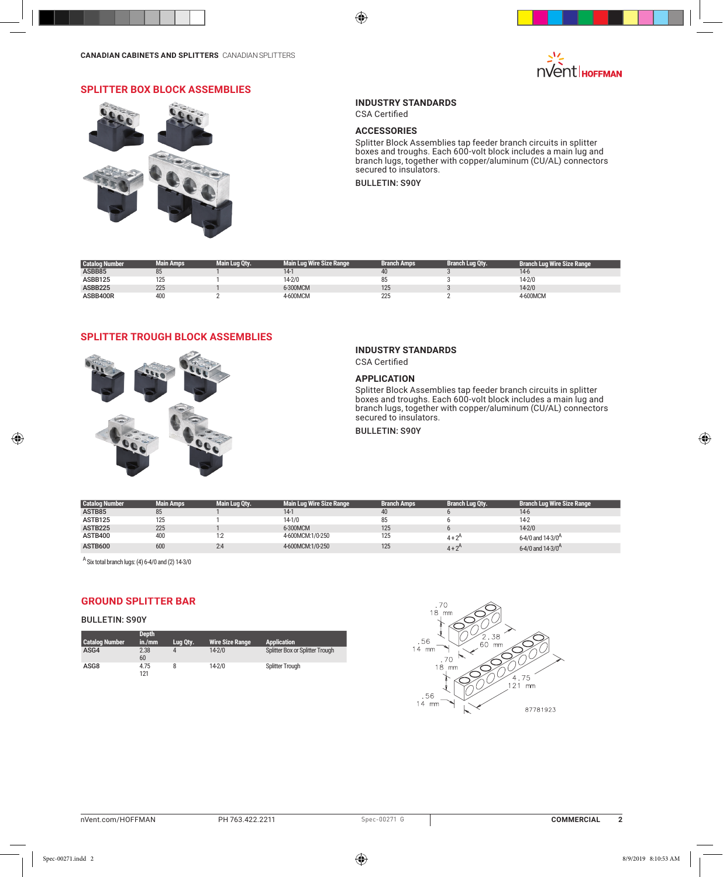## SPLITTER BOX BLOCK ASSEMBLIES

### INDUSTRY STANDARDS

CSA Certified

### ACCESSORIES

Splitter Block Assemblies tap feeder branch circuits in splitter boxes and troughs. Each 600-volt block includes a main lug and branch lugs, together with copper/aluminum (CU/AL) connectors secured to insulators.

BULLETIN: S90Y

| Catalog Number | Main Amps | Main Lug Qty. | Main Lug Wire Size Range | Branch Amps | Branch Lug Qty. | Branch Lug Wire Size Range |
|---|---|---|---|---|---|---|
| ASBB85 | 85 | 1 | 14-1 | 40 | 3 | 14-6 |
| ASBB125 | 125 | 1 | 14-2/0 | 85 | 3 | 14-2/0 |
| ASBB225 | 225 | 1 | 6-300MCM | 125 | 3 | 14-2/0 |
| ASBB400R | 400 | 2 | 4-600MCM | 225 | 2 | 4-600MCM |

## SPLITTER TROUGH BLOCK ASSEMBLIES

### INDUSTRY STANDARDS

CSA Certified

### APPLICATION

Splitter Block Assemblies tap feeder branch circuits in splitter boxes and troughs. Each 600-volt block includes a main lug and branch lugs, together with copper/aluminum (CU/AL) connectors secured to insulators.

BULLETIN: S90Y

| Catalog Number | Main Amps | Main Lug Qty. | Main Lug Wire Size Range | Branch Amps | Branch Lug Qty. | Branch Lug Wire Size Range |
|---|---|---|---|---|---|---|
| ASTB85 | 85 | 1 | 14-1 | 40 | 6 | 14-6 |
| ASTB125 | 125 | 1 | 14-1/0 | 85 | 6 | 14-2 |
| ASTB225 | 225 | 1 | 6-300MCM | 125 | 6 | 14-2/0 |
| ASTB400 | 400 | 1:2 | 4-600MCM:1/0-250 | 125 | 4 + 2[A] | 6-4/0 and 14-3/0[A] |
| ASTB600 | 600 | 2:4 | 4-600MCM:1/0-250 | 125 | 4 + 2[A] | 6-4/0 and 14-3/0[A] |

[A] Six total branch lugs: (4) 6-4/0 and (2) 14-3/0

## GROUND SPLITTER BAR

BULLETIN: S90Y

| Catalog Number | Depth in./mm | Lug Qty. | Wire Size Range | Application |
|---|---|---|---|---|
| ASG4 | 2.38<br>60 | 4 | 14-2/0 | Splitter Box or Splitter Trough |
| ASG8 | 4.75<br>121 | 8 | 14-2/0 | Splitter Trough |

.70
18 mm
.56
14 mm
2.38
60 mm
.70
18 mm
4.75
121 mm
.56
14 mm
87781923